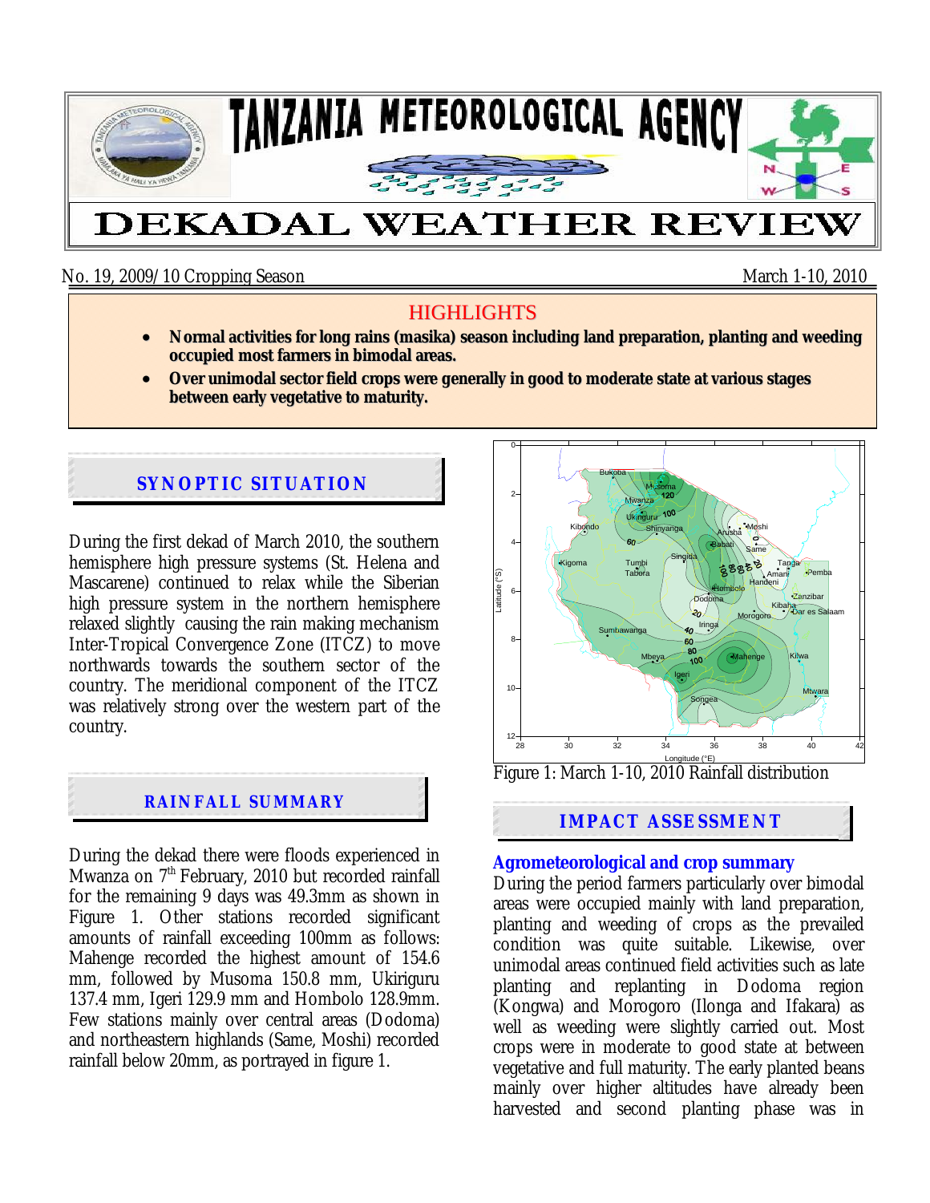# TANZANIA METEOROLOGICAL AGENCY

# DEKADAL WEATHER REVIEW

No. 19, 2009/10 Cropping Season — March 1-10, 2010

## HIGHLIGHTS

- **Normal activities for long rains (masika) season including land preparation, planting and weeding occupied most farmers in bimodal areas.**
- **Over unimodal sector field crops were generally in good to moderate state at various stages between early vegetative to maturity.**

## SYNOPTIC SITUATION

During the first dekad of March 2010, the southern hemisphere high pressure systems (St. Helena and Mascarene) continued to relax while the Siberian high pressure system in the northern hemisphere relaxed slightly causing the rain making mechanism Inter-Tropical Convergence Zone (ITCZ) to move northwards towards the southern sector of the country. The meridional component of the ITCZ was relatively strong over the western part of the country.

## RAINFALL SUMMARY

During the dekad there were floods experienced in Mwanza on 7th February, 2010 but recorded rainfall for the remaining 9 days was 49.3mm as shown in Figure 1. Other stations recorded significant amounts of rainfall exceeding 100mm as follows: Mahenge recorded the highest amount of 154.6 mm, followed by Musoma 150.8 mm, Ukiriguru 137.4 mm, Igeri 129.9 mm and Hombolo 128.9mm. Few stations mainly over central areas (Dodoma) and northeastern highlands (Same, Moshi) recorded rainfall below 20mm, as portrayed in figure 1.

Figure 1: March 1-10, 2010 Rainfall distribution

## IMPACT ASSESSMENT

### Agrometeorological and crop summary

During the period farmers particularly over bimodal areas were occupied mainly with land preparation, planting and weeding of crops as the prevailed condition was quite suitable. Likewise, over unimodal areas continued field activities such as late planting and replanting in Dodoma region (Kongwa) and Morogoro (Ilonga and Ifakara) as well as weeding were slightly carried out. Most crops were in moderate to good state at between vegetative and full maturity. The early planted beans mainly over higher altitudes have already been harvested and second planting phase was in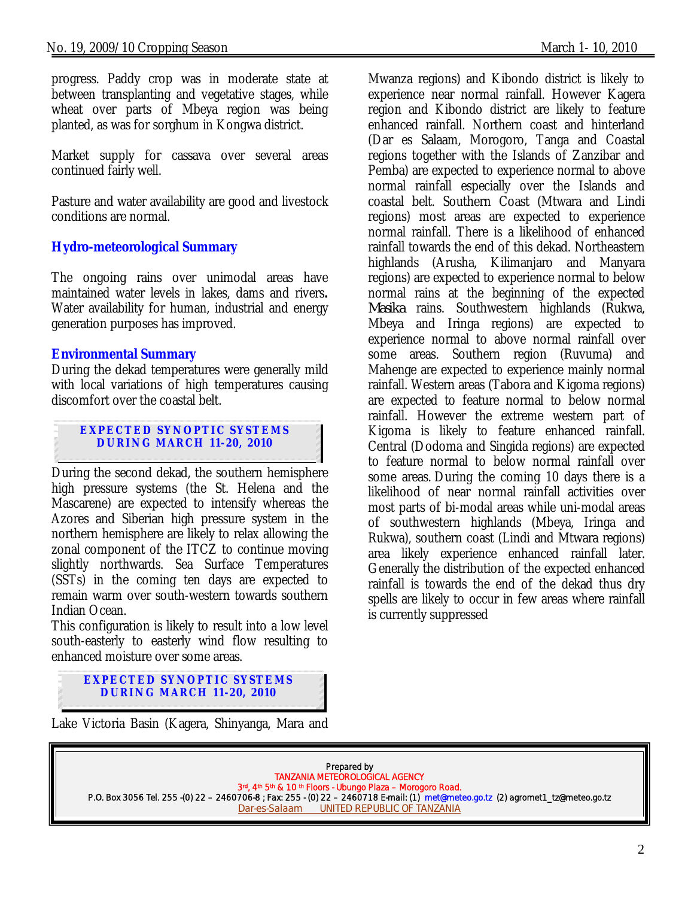progress. Paddy crop was in moderate state at between transplanting and vegetative stages, while wheat over parts of Mbeya region was being planted, as was for sorghum in Kongwa district.

Market supply for cassava over several areas continued fairly well.

Pasture and water availability are good and livestock conditions are normal.

## Hydro-meteorological Summary

The ongoing rains over unimodal areas have maintained water levels in lakes, dams and rivers**.** Water availability for human, industrial and energy generation purposes has improved.

## Environmental Summary

During the dekad temperatures were generally mild with local variations of high temperatures causing discomfort over the coastal belt.

## EXPECTED SYNOPTIC SYSTEMS DURING MARCH 11-20, 2010

During the second dekad, the southern hemisphere high pressure systems (the St. Helena and the Mascarene) are expected to intensify whereas the Azores and Siberian high pressure system in the northern hemisphere are likely to relax allowing the zonal component of the ITCZ to continue moving slightly northwards. Sea Surface Temperatures (SSTs) in the coming ten days are expected to remain warm over south-western towards southern Indian Ocean.

This configuration is likely to result into a low level south-easterly to easterly wind flow resulting to enhanced moisture over some areas.

## EXPECTED SYNOPTIC SYSTEMS DURING MARCH 11-20, 2010

Lake Victoria Basin (Kagera, Shinyanga, Mara and Mwanza regions) and Kibondo district is likely to experience near normal rainfall. However Kagera region and Kibondo district are likely to feature enhanced rainfall. Northern coast and hinterland (Dar es Salaam, Morogoro, Tanga and Coastal regions together with the Islands of Zanzibar and Pemba) are expected to experience normal to above normal rainfall especially over the Islands and coastal belt. Southern Coast (Mtwara and Lindi regions) most areas are expected to experience normal rainfall. There is a likelihood of enhanced rainfall towards the end of this dekad. Northeastern highlands (Arusha, Kilimanjaro and Manyara regions) are expected to experience normal to below normal rains at the beginning of the expected *Masika* rains. Southwestern highlands (Rukwa, Mbeya and Iringa regions) are expected to experience normal to above normal rainfall over some areas. Southern region (Ruvuma) and Mahenge are expected to experience mainly normal rainfall. Western areas (Tabora and Kigoma regions) are expected to feature normal to below normal rainfall. However the extreme western part of Kigoma is likely to feature enhanced rainfall. Central (Dodoma and Singida regions) are expected to feature normal to below normal rainfall over some areas. During the coming 10 days there is a likelihood of near normal rainfall activities over most parts of bi-modal areas while uni-modal areas of southwestern highlands (Mbeya, Iringa and Rukwa), southern coast (Lindi and Mtwara regions) area likely experience enhanced rainfall later. Generally the distribution of the expected enhanced rainfall is towards the end of the dekad thus dry spells are likely to occur in few areas where rainfall is currently suppressed

Prepared by
TANZANIA METEOROLOGICAL AGENCY
3rd, 4th 5th & 10 th Floors - Ubungo Plaza – Morogoro Road.
P.O. Box 3056 Tel. 255 -(0) 22 – 2460706-8 ; Fax: 255 - (0) 22 – 2460718 E-mail: (1) met@meteo.go.tz (2) agromet1_tz@meteo.go.tz
Dar-es-Salaam UNITED REPUBLIC OF TANZANIA